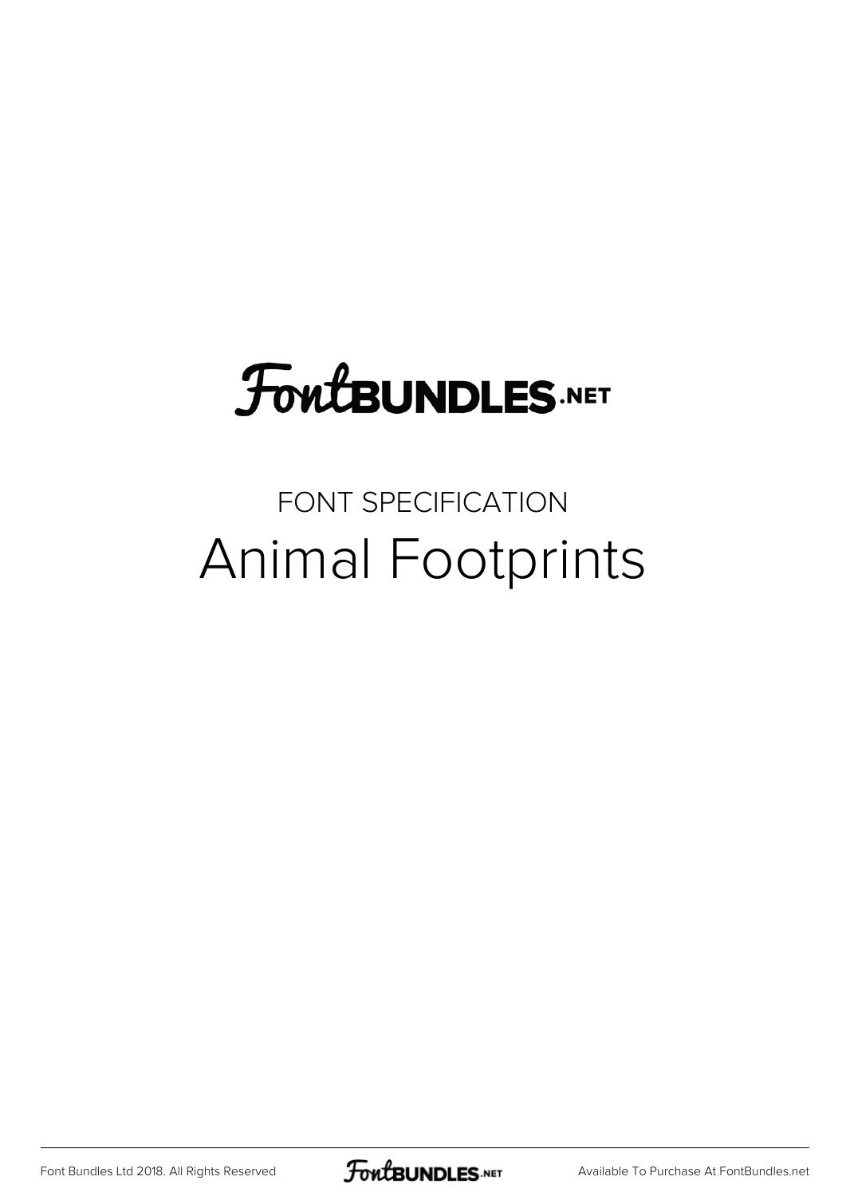FontBUNDLES.NET

FONT SPECIFICATION

# Animal Footprints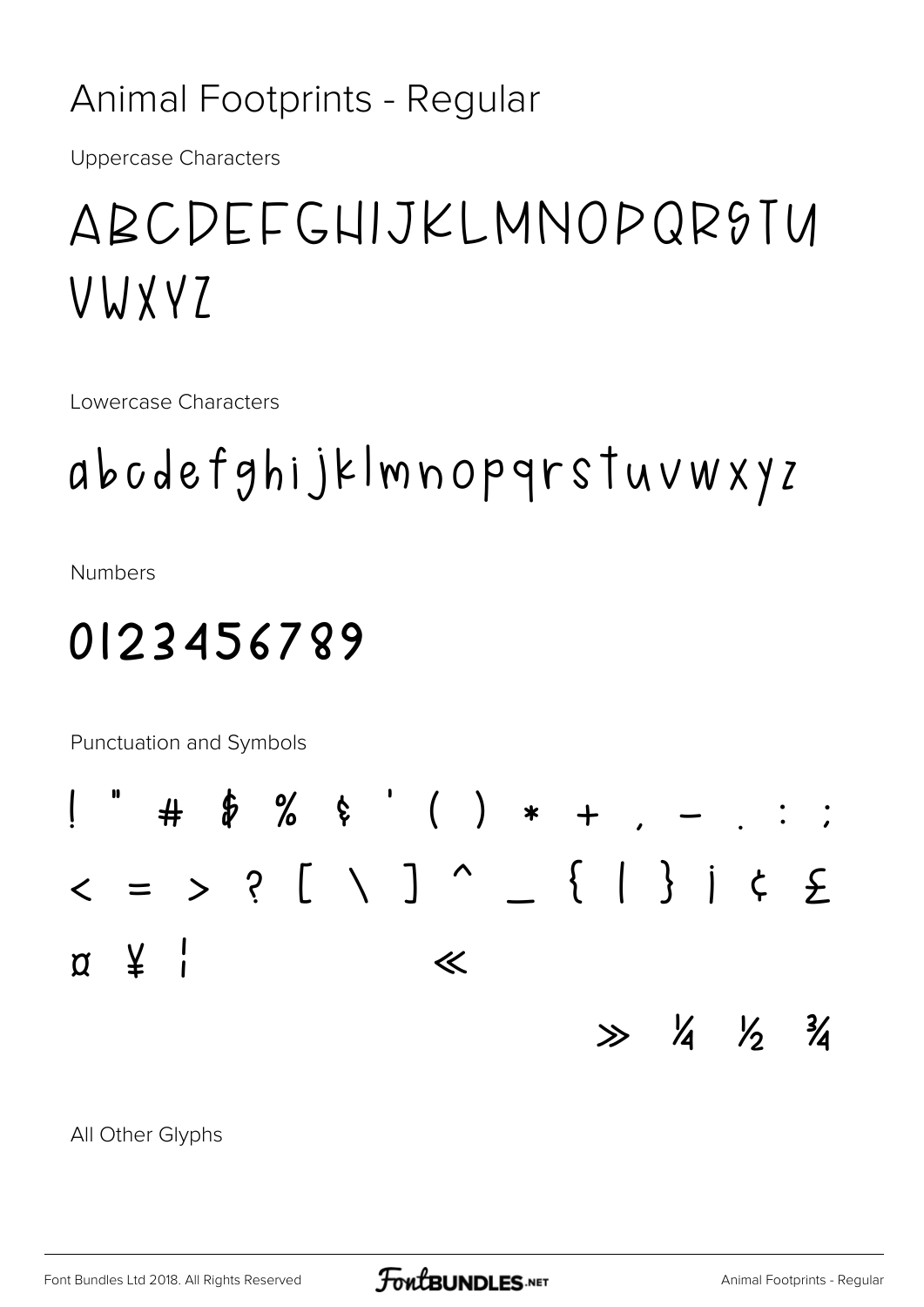# Animal Footprints - Regular

Uppercase Characters

ABCDEFGHIJKLMNOPQRSTU VWXYZ

Lowercase Characters

abcdefghijklmnopqrstuvwxyz

Numbers

0123456789

Punctuation and Symbols

! " # $ % & ' ( ) * + , - . : ;
< = > ? [ \ ] ^ _ { | } ¡ ¢ £
¤ ¥ ¦ «
» ¼ ½ ¾

All Other Glyphs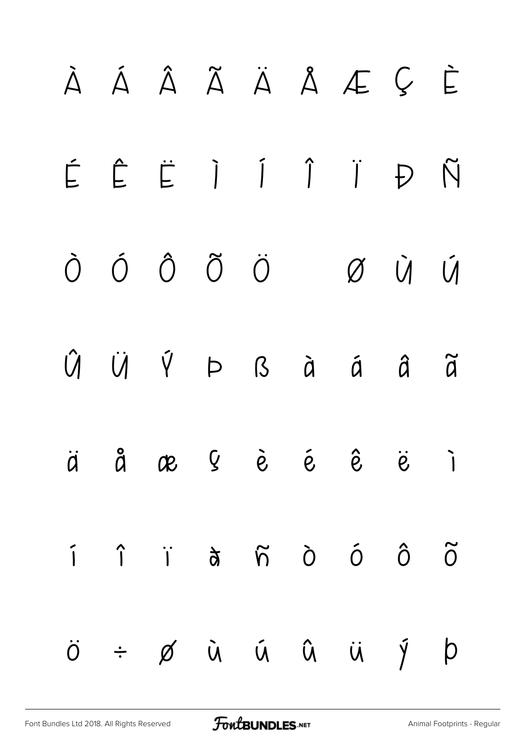À Á Â Ã Ä Å Æ Ç È

É Ê Ë Ì Í Î Ï Đ Ñ

Ò Ó Ô Õ Ö Ø Ù Ú

Û Ü Ý Þ ß à á â ã

ä å æ ç è é ê ë ì

í î ï ð ñ ò ó ô õ

ö ÷ ø ù ú û ü ý þ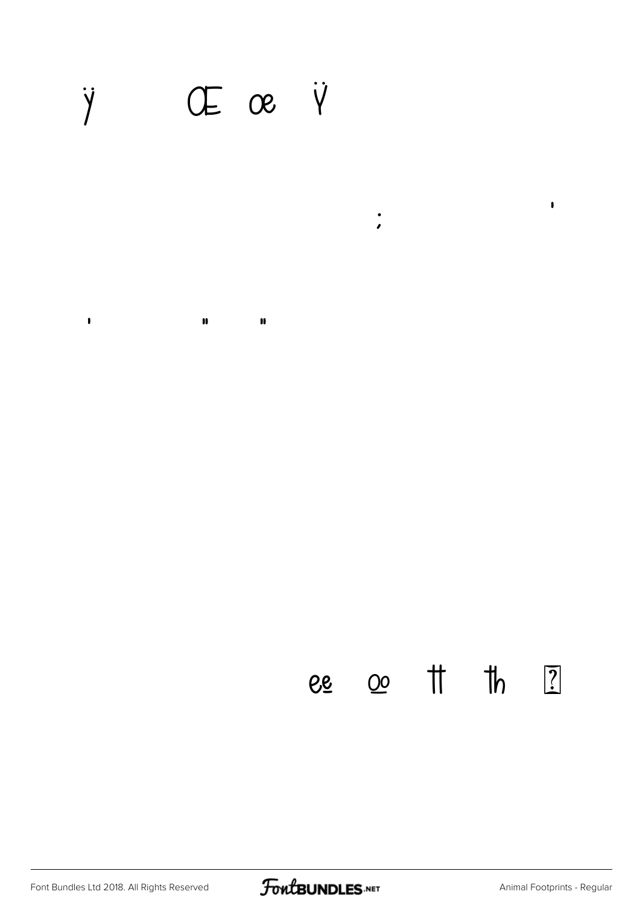ÿ Œ œ Ÿ

;

'

' " "

ee oo tt th ?